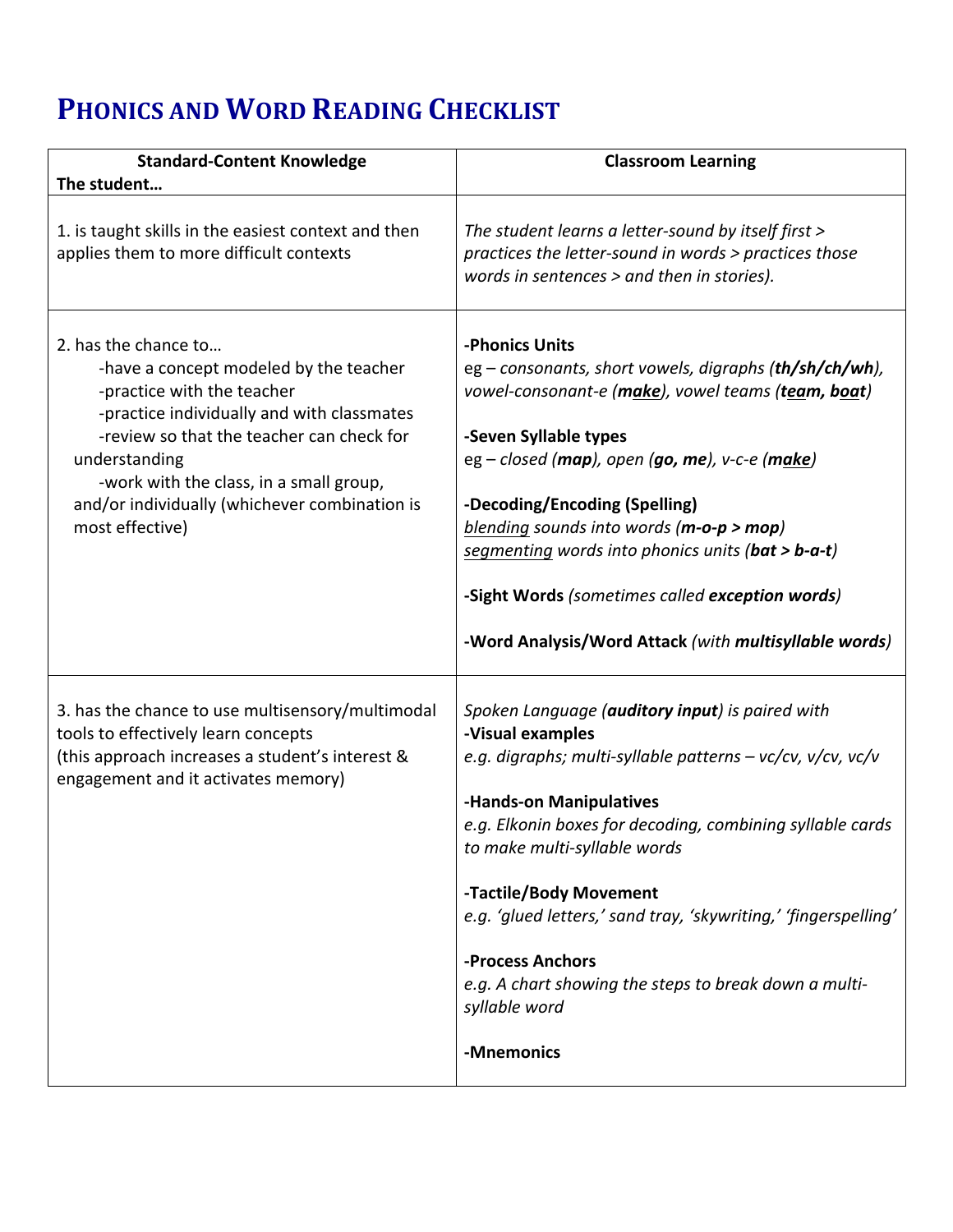# PHONICS AND WORD READING CHECKLIST

| **Standard-Content Knowledge**<br>**The student…** | **Classroom Learning** |
|---|---|
| 1. is taught skills in the easiest context and then applies them to more difficult contexts | *The student learns a letter-sound by itself first > practices the letter-sound in words > practices those words in sentences > and then in stories).* |
| 2. has the chance to…<br>-have a concept modeled by the teacher<br>-practice with the teacher<br>-practice individually and with classmates<br>-review so that the teacher can check for understanding<br>-work with the class, in a small group, and/or individually (whichever combination is most effective) | **-Phonics Units**<br>eg – *consonants, short vowels, digraphs (**th/sh/ch/wh**), vowel-consonant-e (**m<u>a</u>k<u>e</u>**), vowel teams (**t<u>ea</u>m, b<u>oa</u>t**)*<br><br>**-Seven Syllable types**<br>eg – *closed (**map**), open (**go, me**), v-c-e (**m<u>a</u>k<u>e</u>**)*<br><br>**-Decoding/Encoding (Spelling)**<br>*<u>blending</u> sounds into words (**m-o-p > mop**)*<br>*<u>segmenting</u> words into phonics units (**bat > b-a-t**)*<br><br>**-Sight Words** *(sometimes called **exception words**)*<br><br>**-Word Analysis/Word Attack** *(with **multisyllable words**)* |
| 3. has the chance to use multisensory/multimodal tools to effectively learn concepts<br>(this approach increases a student's interest & engagement and it activates memory) | *Spoken Language (**auditory input**) is paired with*<br>**-Visual examples**<br>*e.g. digraphs; multi-syllable patterns – vc/cv, v/cv, vc/v*<br><br>**-Hands-on Manipulatives**<br>*e.g. Elkonin boxes for decoding, combining syllable cards to make multi-syllable words*<br><br>**-Tactile/Body Movement**<br>*e.g. 'glued letters,' sand tray, 'skywriting,' 'fingerspelling'*<br><br>**-Process Anchors**<br>*e.g. A chart showing the steps to break down a multi-syllable word*<br><br>**-Mnemonics** |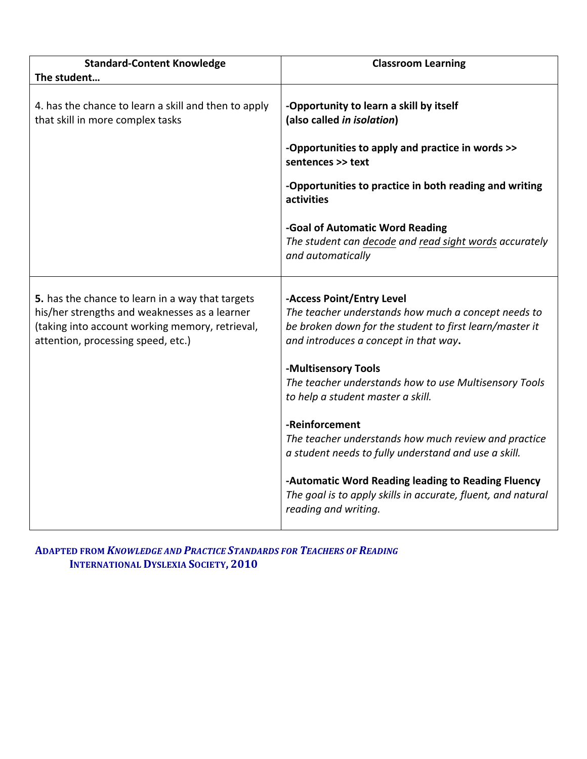| **Standard-Content Knowledge**<br>**The student…** | **Classroom Learning** |
|---|---|
| 4. has the chance to learn a skill and then to apply that skill in more complex tasks | **-Opportunity to learn a skill by itself (also called *in isolation*)**<br><br>**-Opportunities to apply and practice in words >> sentences >> text**<br><br>**-Opportunities to practice in both reading and writing activities**<br><br>**-Goal of Automatic Word Reading**<br>*The student can decode and read sight words accurately and automatically* |
| **5.** has the chance to learn in a way that targets his/her strengths and weaknesses as a learner (taking into account working memory, retrieval, attention, processing speed, etc.) | **-Access Point/Entry Level**<br>*The teacher understands how much a concept needs to be broken down for the student to first learn/master it and introduces a concept in that way***.**<br><br>**-Multisensory Tools**<br>*The teacher understands how to use Multisensory Tools to help a student master a skill.*<br><br>**-Reinforcement**<br>*The teacher understands how much review and practice a student needs to fully understand and use a skill.*<br><br>**-Automatic Word Reading leading to Reading Fluency**<br>*The goal is to apply skills in accurate, fluent, and natural reading and writing.* |

**ADAPTED FROM *KNOWLEDGE AND PRACTICE STANDARDS FOR TEACHERS OF READING***
**INTERNATIONAL DYSLEXIA SOCIETY, 2010**